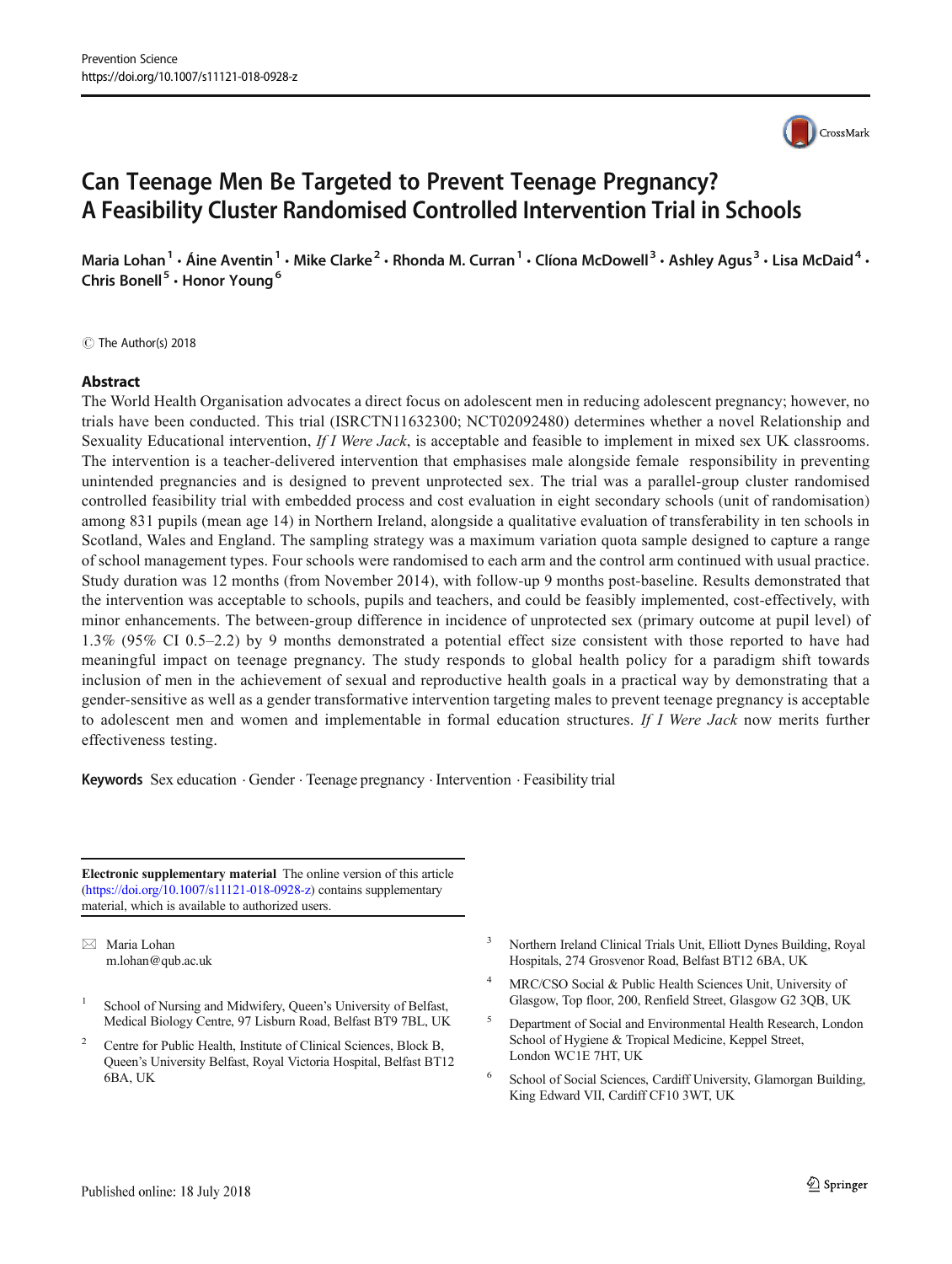Prevention Science
https://doi.org/10.1007/s11121-018-0928-z

# Can Teenage Men Be Targeted to Prevent Teenage Pregnancy? A Feasibility Cluster Randomised Controlled Intervention Trial in Schools

Maria Lohan[1] · Áine Aventin[1] · Mike Clarke[2] · Rhonda M. Curran[1] · Clíona McDowell[3] · Ashley Agus[3] · Lisa McDaid[4] · Chris Bonell[5] · Honor Young[6]

© The Author(s) 2018

## Abstract

The World Health Organisation advocates a direct focus on adolescent men in reducing adolescent pregnancy; however, no trials have been conducted. This trial (ISRCTN11632300; NCT02092480) determines whether a novel Relationship and Sexuality Educational intervention, *If I Were Jack*, is acceptable and feasible to implement in mixed sex UK classrooms. The intervention is a teacher-delivered intervention that emphasises male alongside female responsibility in preventing unintended pregnancies and is designed to prevent unprotected sex. The trial was a parallel-group cluster randomised controlled feasibility trial with embedded process and cost evaluation in eight secondary schools (unit of randomisation) among 831 pupils (mean age 14) in Northern Ireland, alongside a qualitative evaluation of transferability in ten schools in Scotland, Wales and England. The sampling strategy was a maximum variation quota sample designed to capture a range of school management types. Four schools were randomised to each arm and the control arm continued with usual practice. Study duration was 12 months (from November 2014), with follow-up 9 months post-baseline. Results demonstrated that the intervention was acceptable to schools, pupils and teachers, and could be feasibly implemented, cost-effectively, with minor enhancements. The between-group difference in incidence of unprotected sex (primary outcome at pupil level) of 1.3% (95% CI 0.5–2.2) by 9 months demonstrated a potential effect size consistent with those reported to have had meaningful impact on teenage pregnancy. The study responds to global health policy for a paradigm shift towards inclusion of men in the achievement of sexual and reproductive health goals in a practical way by demonstrating that a gender-sensitive as well as a gender transformative intervention targeting males to prevent teenage pregnancy is acceptable to adolescent men and women and implementable in formal education structures. *If I Were Jack* now merits further effectiveness testing.

**Keywords** Sex education · Gender · Teenage pregnancy · Intervention · Feasibility trial

---

**Electronic supplementary material** The online version of this article (https://doi.org/10.1007/s11121-018-0928-z) contains supplementary material, which is available to authorized users.

✉ Maria Lohan
m.lohan@qub.ac.uk

1. School of Nursing and Midwifery, Queen's University of Belfast, Medical Biology Centre, 97 Lisburn Road, Belfast BT9 7BL, UK
2. Centre for Public Health, Institute of Clinical Sciences, Block B, Queen's University Belfast, Royal Victoria Hospital, Belfast BT12 6BA, UK
3. Northern Ireland Clinical Trials Unit, Elliott Dynes Building, Royal Hospitals, 274 Grosvenor Road, Belfast BT12 6BA, UK
4. MRC/CSO Social & Public Health Sciences Unit, University of Glasgow, Top floor, 200, Renfield Street, Glasgow G2 3QB, UK
5. Department of Social and Environmental Health Research, London School of Hygiene & Tropical Medicine, Keppel Street, London WC1E 7HT, UK
6. School of Social Sciences, Cardiff University, Glamorgan Building, King Edward VII, Cardiff CF10 3WT, UK

Published online: 18 July 2018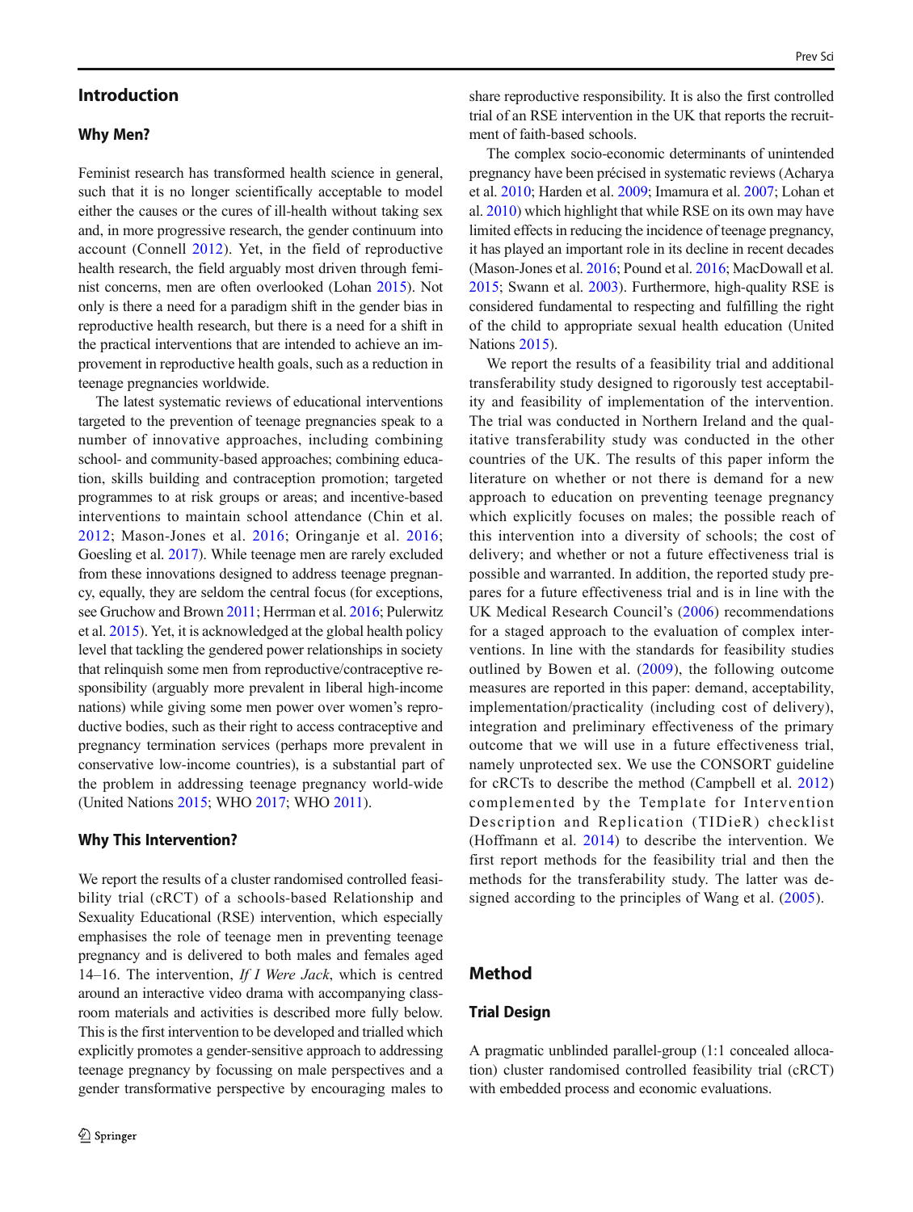## Introduction

### Why Men?

Feminist research has transformed health science in general, such that it is no longer scientifically acceptable to model either the causes or the cures of ill-health without taking sex and, in more progressive research, the gender continuum into account (Connell 2012). Yet, in the field of reproductive health research, the field arguably most driven through feminist concerns, men are often overlooked (Lohan 2015). Not only is there a need for a paradigm shift in the gender bias in reproductive health research, but there is a need for a shift in the practical interventions that are intended to achieve an improvement in reproductive health goals, such as a reduction in teenage pregnancies worldwide.

The latest systematic reviews of educational interventions targeted to the prevention of teenage pregnancies speak to a number of innovative approaches, including combining school- and community-based approaches; combining education, skills building and contraception promotion; targeted programmes to at risk groups or areas; and incentive-based interventions to maintain school attendance (Chin et al. 2012; Mason-Jones et al. 2016; Oringanje et al. 2016; Goesling et al. 2017). While teenage men are rarely excluded from these innovations designed to address teenage pregnancy, equally, they are seldom the central focus (for exceptions, see Gruchow and Brown 2011; Herrman et al. 2016; Pulerwitz et al. 2015). Yet, it is acknowledged at the global health policy level that tackling the gendered power relationships in society that relinquish some men from reproductive/contraceptive responsibility (arguably more prevalent in liberal high-income nations) while giving some men power over women's reproductive bodies, such as their right to access contraceptive and pregnancy termination services (perhaps more prevalent in conservative low-income countries), is a substantial part of the problem in addressing teenage pregnancy world-wide (United Nations 2015; WHO 2017; WHO 2011).

### Why This Intervention?

We report the results of a cluster randomised controlled feasibility trial (cRCT) of a schools-based Relationship and Sexuality Educational (RSE) intervention, which especially emphasises the role of teenage men in preventing teenage pregnancy and is delivered to both males and females aged 14–16. The intervention, *If I Were Jack*, which is centred around an interactive video drama with accompanying classroom materials and activities is described more fully below. This is the first intervention to be developed and trialled which explicitly promotes a gender-sensitive approach to addressing teenage pregnancy by focussing on male perspectives and a gender transformative perspective by encouraging males to share reproductive responsibility. It is also the first controlled trial of an RSE intervention in the UK that reports the recruitment of faith-based schools.

The complex socio-economic determinants of unintended pregnancy have been précised in systematic reviews (Acharya et al. 2010; Harden et al. 2009; Imamura et al. 2007; Lohan et al. 2010) which highlight that while RSE on its own may have limited effects in reducing the incidence of teenage pregnancy, it has played an important role in its decline in recent decades (Mason-Jones et al. 2016; Pound et al. 2016; MacDowall et al. 2015; Swann et al. 2003). Furthermore, high-quality RSE is considered fundamental to respecting and fulfilling the right of the child to appropriate sexual health education (United Nations 2015).

We report the results of a feasibility trial and additional transferability study designed to rigorously test acceptability and feasibility of implementation of the intervention. The trial was conducted in Northern Ireland and the qualitative transferability study was conducted in the other countries of the UK. The results of this paper inform the literature on whether or not there is demand for a new approach to education on preventing teenage pregnancy which explicitly focuses on males; the possible reach of this intervention into a diversity of schools; the cost of delivery; and whether or not a future effectiveness trial is possible and warranted. In addition, the reported study prepares for a future effectiveness trial and is in line with the UK Medical Research Council's (2006) recommendations for a staged approach to the evaluation of complex interventions. In line with the standards for feasibility studies outlined by Bowen et al. (2009), the following outcome measures are reported in this paper: demand, acceptability, implementation/practicality (including cost of delivery), integration and preliminary effectiveness of the primary outcome that we will use in a future effectiveness trial, namely unprotected sex. We use the CONSORT guideline for cRCTs to describe the method (Campbell et al. 2012) complemented by the Template for Intervention Description and Replication (TIDieR) checklist (Hoffmann et al. 2014) to describe the intervention. We first report methods for the feasibility trial and then the methods for the transferability study. The latter was designed according to the principles of Wang et al. (2005).

## Method

### Trial Design

A pragmatic unblinded parallel-group (1:1 concealed allocation) cluster randomised controlled feasibility trial (cRCT) with embedded process and economic evaluations.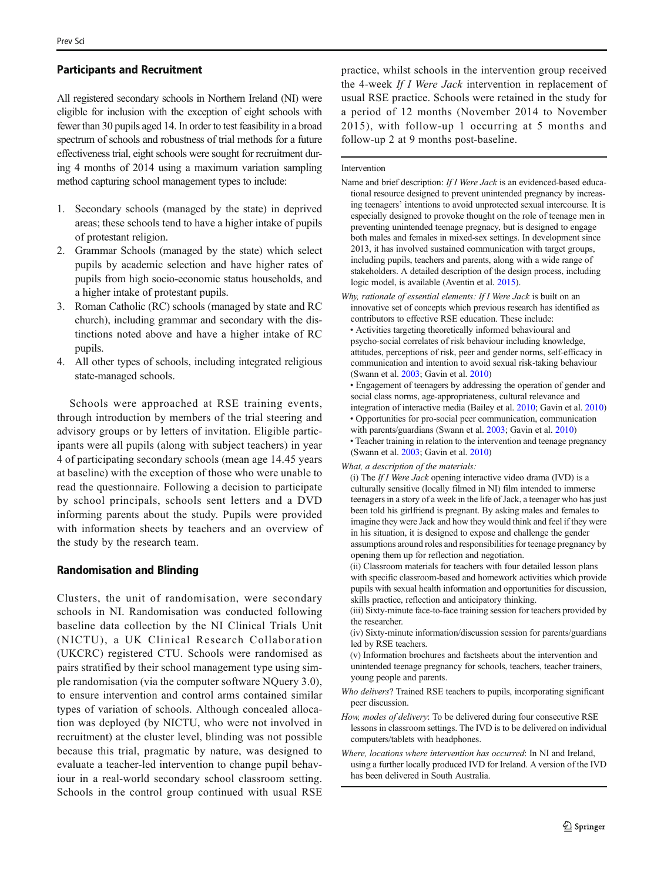## Participants and Recruitment

All registered secondary schools in Northern Ireland (NI) were eligible for inclusion with the exception of eight schools with fewer than 30 pupils aged 14. In order to test feasibility in a broad spectrum of schools and robustness of trial methods for a future effectiveness trial, eight schools were sought for recruitment during 4 months of 2014 using a maximum variation sampling method capturing school management types to include:

1. Secondary schools (managed by the state) in deprived areas; these schools tend to have a higher intake of pupils of protestant religion.
2. Grammar Schools (managed by the state) which select pupils by academic selection and have higher rates of pupils from high socio-economic status households, and a higher intake of protestant pupils.
3. Roman Catholic (RC) schools (managed by state and RC church), including grammar and secondary with the distinctions noted above and have a higher intake of RC pupils.
4. All other types of schools, including integrated religious state-managed schools.

Schools were approached at RSE training events, through introduction by members of the trial steering and advisory groups or by letters of invitation. Eligible participants were all pupils (along with subject teachers) in year 4 of participating secondary schools (mean age 14.45 years at baseline) with the exception of those who were unable to read the questionnaire. Following a decision to participate by school principals, schools sent letters and a DVD informing parents about the study. Pupils were provided with information sheets by teachers and an overview of the study by the research team.

## Randomisation and Blinding

Clusters, the unit of randomisation, were secondary schools in NI. Randomisation was conducted following baseline data collection by the NI Clinical Trials Unit (NICTU), a UK Clinical Research Collaboration (UKCRC) registered CTU. Schools were randomised as pairs stratified by their school management type using simple randomisation (via the computer software NQuery 3.0), to ensure intervention and control arms contained similar types of variation of schools. Although concealed allocation was deployed (by NICTU, who were not involved in recruitment) at the cluster level, blinding was not possible because this trial, pragmatic by nature, was designed to evaluate a teacher-led intervention to change pupil behaviour in a real-world secondary school classroom setting. Schools in the control group continued with usual RSE practice, whilst schools in the intervention group received the 4-week *If I Were Jack* intervention in replacement of usual RSE practice. Schools were retained in the study for a period of 12 months (November 2014 to November 2015), with follow-up 1 occurring at 5 months and follow-up 2 at 9 months post-baseline.

---

Intervention

Name and brief description: *If I Were Jack* is an evidenced-based educational resource designed to prevent unintended pregnancy by increasing teenagers' intentions to avoid unprotected sexual intercourse. It is especially designed to provoke thought on the role of teenage men in preventing unintended teenage pregnacy, but is designed to engage both males and females in mixed-sex settings. In development since 2013, it has involved sustained communication with target groups, including pupils, teachers and parents, along with a wide range of stakeholders. A detailed description of the design process, including logic model, is available (Aventin et al. 2015).

*Why, rationale of essential elements: If I Were Jack* is built on an innovative set of concepts which previous research has identified as contributors to effective RSE education. These include:

• Activities targeting theoretically informed behavioural and psycho-social correlates of risk behaviour including knowledge, attitudes, perceptions of risk, peer and gender norms, self-efficacy in communication and intention to avoid sexual risk-taking behaviour (Swann et al. 2003; Gavin et al. 2010)

• Engagement of teenagers by addressing the operation of gender and social class norms, age-appropriateness, cultural relevance and integration of interactive media (Bailey et al. 2010; Gavin et al. 2010)

• Opportunities for pro-social peer communication, communication with parents/guardians (Swann et al. 2003; Gavin et al. 2010)

• Teacher training in relation to the intervention and teenage pregnancy (Swann et al. 2003; Gavin et al. 2010)

*What, a description of the materials:*

(i) The *If I Were Jack* opening interactive video drama (IVD) is a culturally sensitive (locally filmed in NI) film intended to immerse teenagers in a story of a week in the life of Jack, a teenager who has just been told his girlfriend is pregnant. By asking males and females to imagine they were Jack and how they would think and feel if they were in his situation, it is designed to expose and challenge the gender assumptions around roles and responsibilities for teenage pregnancy by opening them up for reflection and negotiation.

(ii) Classroom materials for teachers with four detailed lesson plans with specific classroom-based and homework activities which provide pupils with sexual health information and opportunities for discussion, skills practice, reflection and anticipatory thinking.

(iii) Sixty-minute face-to-face training session for teachers provided by the researcher.

(iv) Sixty-minute information/discussion session for parents/guardians led by RSE teachers.

(v) Information brochures and factsheets about the intervention and unintended teenage pregnancy for schools, teachers, teacher trainers, young people and parents.

*Who delivers*? Trained RSE teachers to pupils, incorporating significant peer discussion.

*How, modes of delivery*: To be delivered during four consecutive RSE lessons in classroom settings. The IVD is to be delivered on individual computers/tablets with headphones.

*Where, locations where intervention has occurred*: In NI and Ireland, using a further locally produced IVD for Ireland. A version of the IVD has been delivered in South Australia.

---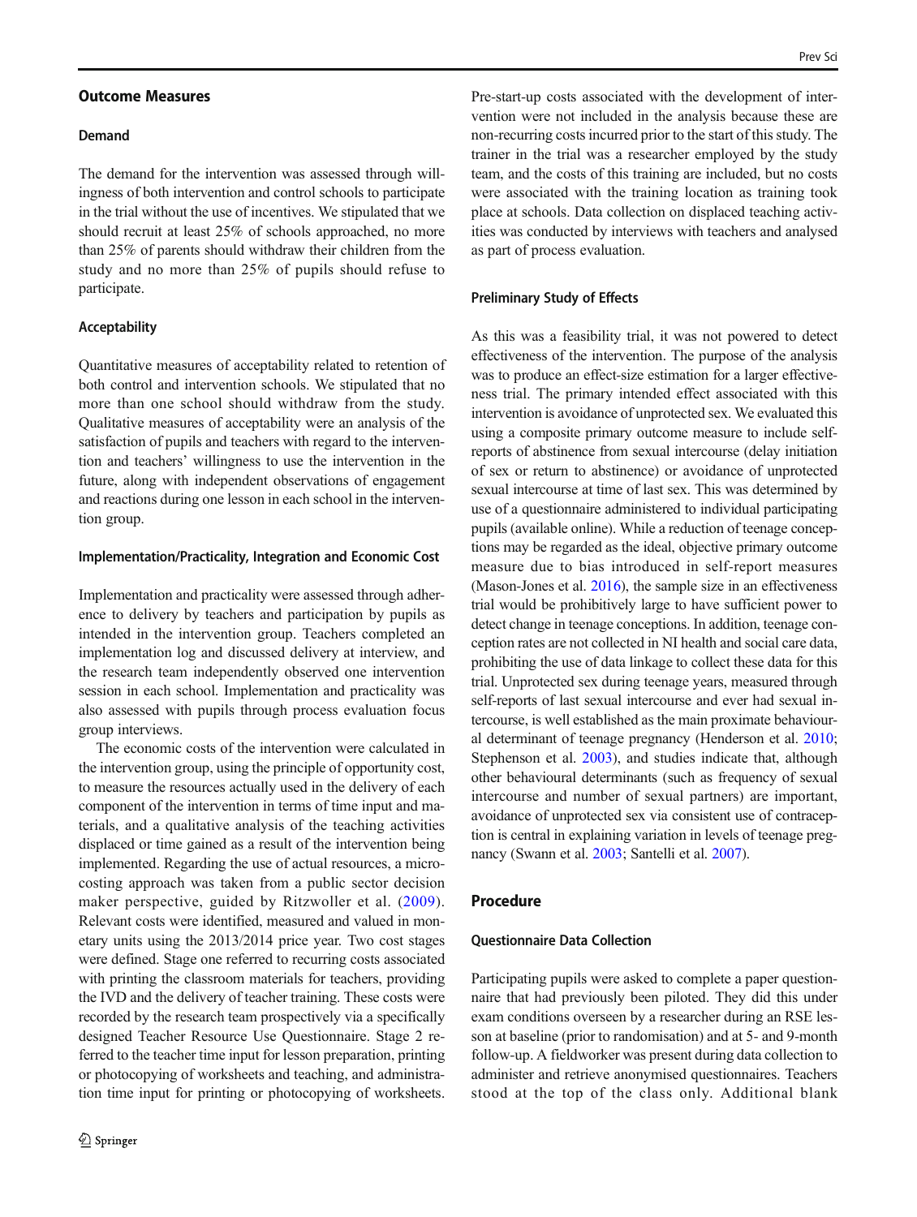### Outcome Measures

#### Demand

The demand for the intervention was assessed through willingness of both intervention and control schools to participate in the trial without the use of incentives. We stipulated that we should recruit at least 25% of schools approached, no more than 25% of parents should withdraw their children from the study and no more than 25% of pupils should refuse to participate.

#### Acceptability

Quantitative measures of acceptability related to retention of both control and intervention schools. We stipulated that no more than one school should withdraw from the study. Qualitative measures of acceptability were an analysis of the satisfaction of pupils and teachers with regard to the intervention and teachers' willingness to use the intervention in the future, along with independent observations of engagement and reactions during one lesson in each school in the intervention group.

#### Implementation/Practicality, Integration and Economic Cost

Implementation and practicality were assessed through adherence to delivery by teachers and participation by pupils as intended in the intervention group. Teachers completed an implementation log and discussed delivery at interview, and the research team independently observed one intervention session in each school. Implementation and practicality was also assessed with pupils through process evaluation focus group interviews.

The economic costs of the intervention were calculated in the intervention group, using the principle of opportunity cost, to measure the resources actually used in the delivery of each component of the intervention in terms of time input and materials, and a qualitative analysis of the teaching activities displaced or time gained as a result of the intervention being implemented. Regarding the use of actual resources, a micro-costing approach was taken from a public sector decision maker perspective, guided by Ritzwoller et al. (2009). Relevant costs were identified, measured and valued in monetary units using the 2013/2014 price year. Two cost stages were defined. Stage one referred to recurring costs associated with printing the classroom materials for teachers, providing the IVD and the delivery of teacher training. These costs were recorded by the research team prospectively via a specifically designed Teacher Resource Use Questionnaire. Stage 2 referred to the teacher time input for lesson preparation, printing or photocopying of worksheets and teaching, and administration time input for printing or photocopying of worksheets. Pre-start-up costs associated with the development of intervention were not included in the analysis because these are non-recurring costs incurred prior to the start of this study. The trainer in the trial was a researcher employed by the study team, and the costs of this training are included, but no costs were associated with the training location as training took place at schools. Data collection on displaced teaching activities was conducted by interviews with teachers and analysed as part of process evaluation.

#### Preliminary Study of Effects

As this was a feasibility trial, it was not powered to detect effectiveness of the intervention. The purpose of the analysis was to produce an effect-size estimation for a larger effectiveness trial. The primary intended effect associated with this intervention is avoidance of unprotected sex. We evaluated this using a composite primary outcome measure to include self-reports of abstinence from sexual intercourse (delay initiation of sex or return to abstinence) or avoidance of unprotected sexual intercourse at time of last sex. This was determined by use of a questionnaire administered to individual participating pupils (available online). While a reduction of teenage conceptions may be regarded as the ideal, objective primary outcome measure due to bias introduced in self-report measures (Mason-Jones et al. 2016), the sample size in an effectiveness trial would be prohibitively large to have sufficient power to detect change in teenage conceptions. In addition, teenage conception rates are not collected in NI health and social care data, prohibiting the use of data linkage to collect these data for this trial. Unprotected sex during teenage years, measured through self-reports of last sexual intercourse and ever had sexual intercourse, is well established as the main proximate behavioural determinant of teenage pregnancy (Henderson et al. 2010; Stephenson et al. 2003), and studies indicate that, although other behavioural determinants (such as frequency of sexual intercourse and number of sexual partners) are important, avoidance of unprotected sex via consistent use of contraception is central in explaining variation in levels of teenage pregnancy (Swann et al. 2003; Santelli et al. 2007).

### Procedure

#### Questionnaire Data Collection

Participating pupils were asked to complete a paper questionnaire that had previously been piloted. They did this under exam conditions overseen by a researcher during an RSE lesson at baseline (prior to randomisation) and at 5- and 9-month follow-up. A fieldworker was present during data collection to administer and retrieve anonymised questionnaires. Teachers stood at the top of the class only. Additional blank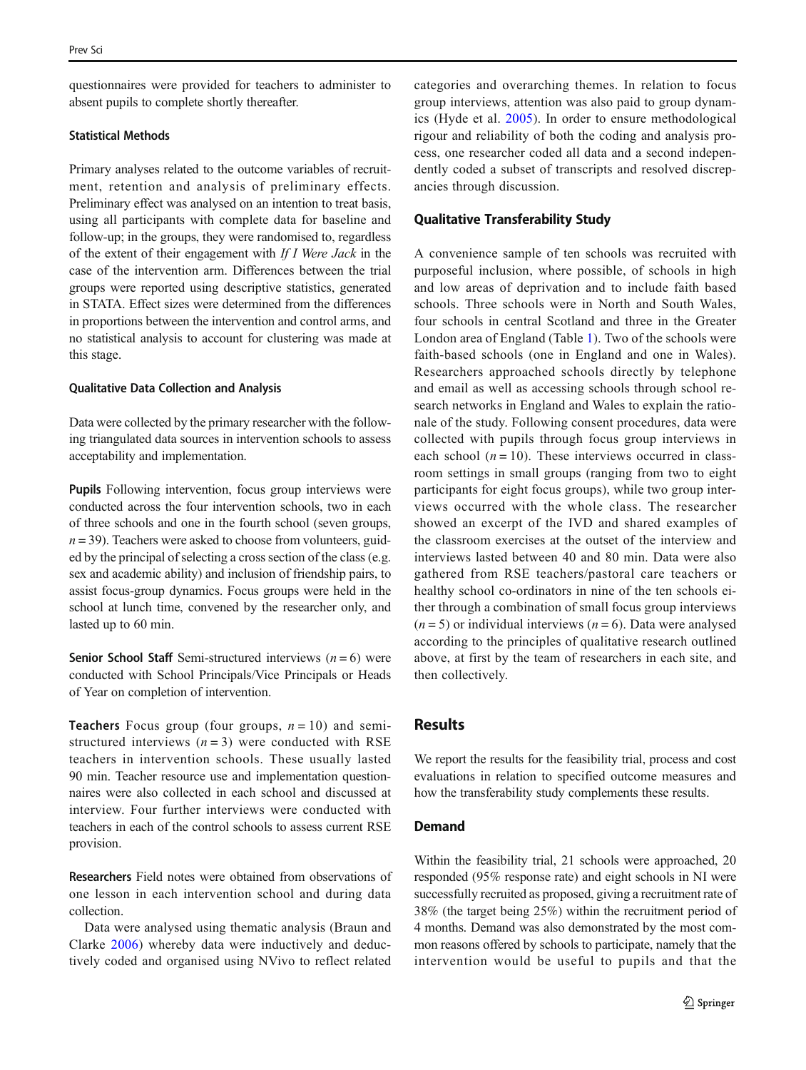questionnaires were provided for teachers to administer to absent pupils to complete shortly thereafter.

#### Statistical Methods

Primary analyses related to the outcome variables of recruitment, retention and analysis of preliminary effects. Preliminary effect was analysed on an intention to treat basis, using all participants with complete data for baseline and follow-up; in the groups, they were randomised to, regardless of the extent of their engagement with *If I Were Jack* in the case of the intervention arm. Differences between the trial groups were reported using descriptive statistics, generated in STATA. Effect sizes were determined from the differences in proportions between the intervention and control arms, and no statistical analysis to account for clustering was made at this stage.

#### Qualitative Data Collection and Analysis

Data were collected by the primary researcher with the following triangulated data sources in intervention schools to assess acceptability and implementation.

**Pupils** Following intervention, focus group interviews were conducted across the four intervention schools, two in each of three schools and one in the fourth school (seven groups, $n = 39$). Teachers were asked to choose from volunteers, guided by the principal of selecting a cross section of the class (e.g. sex and academic ability) and inclusion of friendship pairs, to assist focus-group dynamics. Focus groups were held in the school at lunch time, convened by the researcher only, and lasted up to 60 min.

**Senior School Staff** Semi-structured interviews ($n = 6$) were conducted with School Principals/Vice Principals or Heads of Year on completion of intervention.

**Teachers** Focus group (four groups, $n = 10$) and semi-structured interviews ($n = 3$) were conducted with RSE teachers in intervention schools. These usually lasted 90 min. Teacher resource use and implementation questionnaires were also collected in each school and discussed at interview. Four further interviews were conducted with teachers in each of the control schools to assess current RSE provision.

**Researchers** Field notes were obtained from observations of one lesson in each intervention school and during data collection.

Data were analysed using thematic analysis (Braun and Clarke 2006) whereby data were inductively and deductively coded and organised using NVivo to reflect related categories and overarching themes. In relation to focus group interviews, attention was also paid to group dynamics (Hyde et al. 2005). In order to ensure methodological rigour and reliability of both the coding and analysis process, one researcher coded all data and a second independently coded a subset of transcripts and resolved discrepancies through discussion.

### Qualitative Transferability Study

A convenience sample of ten schools was recruited with purposeful inclusion, where possible, of schools in high and low areas of deprivation and to include faith based schools. Three schools were in North and South Wales, four schools in central Scotland and three in the Greater London area of England (Table 1). Two of the schools were faith-based schools (one in England and one in Wales). Researchers approached schools directly by telephone and email as well as accessing schools through school research networks in England and Wales to explain the rationale of the study. Following consent procedures, data were collected with pupils through focus group interviews in each school ($n = 10$). These interviews occurred in classroom settings in small groups (ranging from two to eight participants for eight focus groups), while two group interviews occurred with the whole class. The researcher showed an excerpt of the IVD and shared examples of the classroom exercises at the outset of the interview and interviews lasted between 40 and 80 min. Data were also gathered from RSE teachers/pastoral care teachers or healthy school co-ordinators in nine of the ten schools either through a combination of small focus group interviews ($n = 5$) or individual interviews ($n = 6$). Data were analysed according to the principles of qualitative research outlined above, at first by the team of researchers in each site, and then collectively.

## Results

We report the results for the feasibility trial, process and cost evaluations in relation to specified outcome measures and how the transferability study complements these results.

### Demand

Within the feasibility trial, 21 schools were approached, 20 responded (95% response rate) and eight schools in NI were successfully recruited as proposed, giving a recruitment rate of 38% (the target being 25%) within the recruitment period of 4 months. Demand was also demonstrated by the most common reasons offered by schools to participate, namely that the intervention would be useful to pupils and that the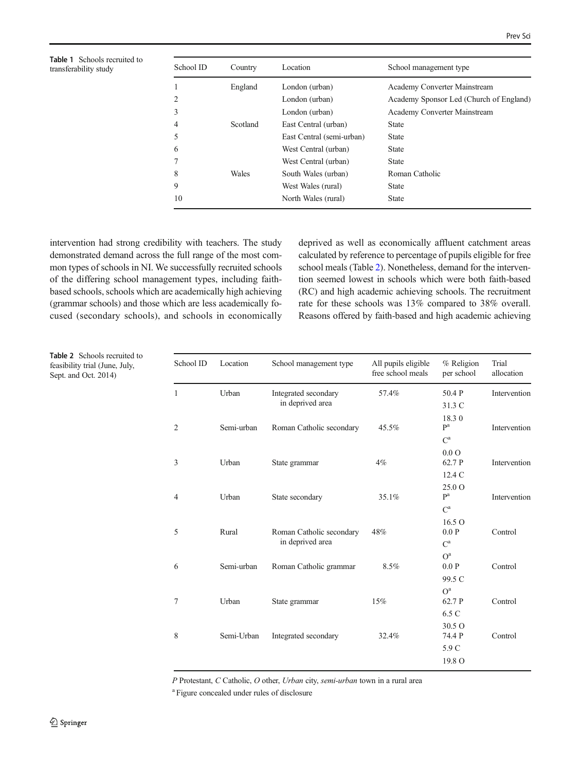**Table 1** Schools recruited to transferability study

| School ID | Country | Location | School management type |
|---|---|---|---|
| 1 | England | London (urban) | Academy Converter Mainstream |
| 2 | | London (urban) | Academy Sponsor Led (Church of England) |
| 3 | | London (urban) | Academy Converter Mainstream |
| 4 | Scotland | East Central (urban) | State |
| 5 | | East Central (semi-urban) | State |
| 6 | | West Central (urban) | State |
| 7 | | West Central (urban) | State |
| 8 | Wales | South Wales (urban) | Roman Catholic |
| 9 | | West Wales (rural) | State |
| 10 | | North Wales (rural) | State |

intervention had strong credibility with teachers. The study demonstrated demand across the full range of the most common types of schools in NI. We successfully recruited schools of the differing school management types, including faith-based schools, schools which are academically high achieving (grammar schools) and those which are less academically focused (secondary schools), and schools in economically deprived as well as economically affluent catchment areas calculated by reference to percentage of pupils eligible for free school meals (Table 2). Nonetheless, demand for the intervention seemed lowest in schools which were both faith-based (RC) and high academic achieving schools. The recruitment rate for these schools was 13% compared to 38% overall. Reasons offered by faith-based and high academic achieving

**Table 2** Schools recruited to feasibility trial (June, July, Sept. and Oct. 2014)

| School ID | Location | School management type | All pupils eligible free school meals | % Religion per school | Trial allocation |
|---|---|---|---|---|---|
| 1 | Urban | Integrated secondary in deprived area | 57.4% | 50.4 P<br>31.3 C<br>18.3 0 | Intervention |
| 2 | Semi-urban | Roman Catholic secondary | 45.5% | P[a]<br>C[a]<br>0.0 O | Intervention |
| 3 | Urban | State grammar | 4% | 62.7 P<br>12.4 C<br>25.0 O | Intervention |
| 4 | Urban | State secondary | 35.1% | P[a]<br>C[a]<br>16.5 O | Intervention |
| 5 | Rural | Roman Catholic secondary in deprived area | 48% | 0.0 P<br>C[a]<br>O[a] | Control |
| 6 | Semi-urban | Roman Catholic grammar | 8.5% | 0.0 P<br>99.5 C<br>O[a] | Control |
| 7 | Urban | State grammar | 15% | 62.7 P<br>6.5 C<br>30.5 O | Control |
| 8 | Semi-Urban | Integrated secondary | 32.4% | 74.4 P<br>5.9 C<br>19.8 O | Control |

*P* Protestant, *C* Catholic, *O* other, *Urban* city, *semi-urban* town in a rural area

[a] Figure concealed under rules of disclosure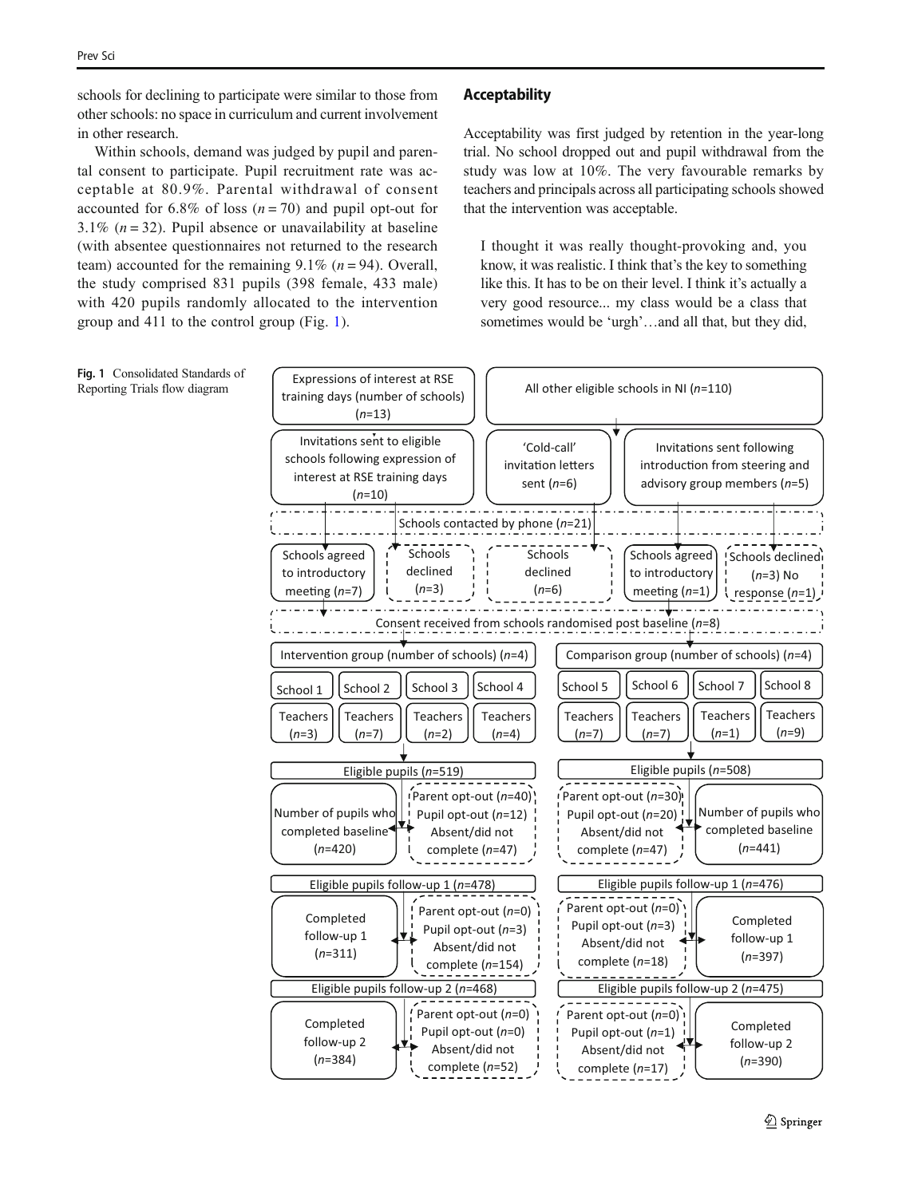schools for declining to participate were similar to those from other schools: no space in curriculum and current involvement in other research.

Within schools, demand was judged by pupil and parental consent to participate. Pupil recruitment rate was acceptable at 80.9%. Parental withdrawal of consent accounted for 6.8% of loss ($n = 70$) and pupil opt-out for 3.1% ($n = 32$). Pupil absence or unavailability at baseline (with absentee questionnaires not returned to the research team) accounted for the remaining 9.1% ($n = 94$). Overall, the study comprised 831 pupils (398 female, 433 male) with 420 pupils randomly allocated to the intervention group and 411 to the control group (Fig. 1).

## Acceptability

Acceptability was first judged by retention in the year-long trial. No school dropped out and pupil withdrawal from the study was low at 10%. The very favourable remarks by teachers and principals across all participating schools showed that the intervention was acceptable.

> I thought it was really thought-provoking and, you know, it was realistic. I think that's the key to something like this. It has to be on their level. I think it's actually a very good resource... my class would be a class that sometimes would be 'urgh'…and all that, but they did,

Expressions of interest at RSE training days (number of schools) ($n$=13)

All other eligible schools in NI ($n$=110)

Invitations sent to eligible schools following expression of interest at RSE training days ($n$=10)

'Cold-call' invitation letters sent ($n$=6)

Invitations sent following introduction from steering and advisory group members ($n$=5)

Schools contacted by phone ($n$=21)

Schools agreed to introductory meeting ($n$=7) | Schools declined ($n$=3) | Schools declined ($n$=6) | Schools agreed to introductory meeting ($n$=1) | Schools declined ($n$=3) No response ($n$=1)

Consent received from schools randomised post baseline ($n$=8)

| Intervention group (number of schools) ($n$=4) | | | | Comparison group (number of schools) ($n$=4) | | | |
|---|---|---|---|---|---|---|---|
| School 1 | School 2 | School 3 | School 4 | School 5 | School 6 | School 7 | School 8 |
| Teachers ($n$=3) | Teachers ($n$=7) | Teachers ($n$=2) | Teachers ($n$=4) | Teachers ($n$=7) | Teachers ($n$=7) | Teachers ($n$=1) | Teachers ($n$=9) |

| Intervention | | Comparison | |
|---|---|---|---|
| Eligible pupils ($n$=519) | | Eligible pupils ($n$=508) | |
| Number of pupils who completed baseline ($n$=420) | Parent opt-out ($n$=40) Pupil opt-out ($n$=12) Absent/did not complete ($n$=47) | Parent opt-out ($n$=30) Pupil opt-out ($n$=20) Absent/did not complete ($n$=47) | Number of pupils who completed baseline ($n$=441) |
| Eligible pupils follow-up 1 ($n$=478) | | Eligible pupils follow-up 1 ($n$=476) | |
| Completed follow-up 1 ($n$=311) | Parent opt-out ($n$=0) Pupil opt-out ($n$=3) Absent/did not complete ($n$=154) | Parent opt-out ($n$=0) Pupil opt-out ($n$=3) Absent/did not complete ($n$=18) | Completed follow-up 1 ($n$=397) |
| Eligible pupils follow-up 2 ($n$=468) | | Eligible pupils follow-up 2 ($n$=475) | |
| Completed follow-up 2 ($n$=384) | Parent opt-out ($n$=0) Pupil opt-out ($n$=0) Absent/did not complete ($n$=52) | Parent opt-out ($n$=0) Pupil opt-out ($n$=1) Absent/did not complete ($n$=17) | Completed follow-up 2 ($n$=390) |

**Fig. 1** Consolidated Standards of Reporting Trials flow diagram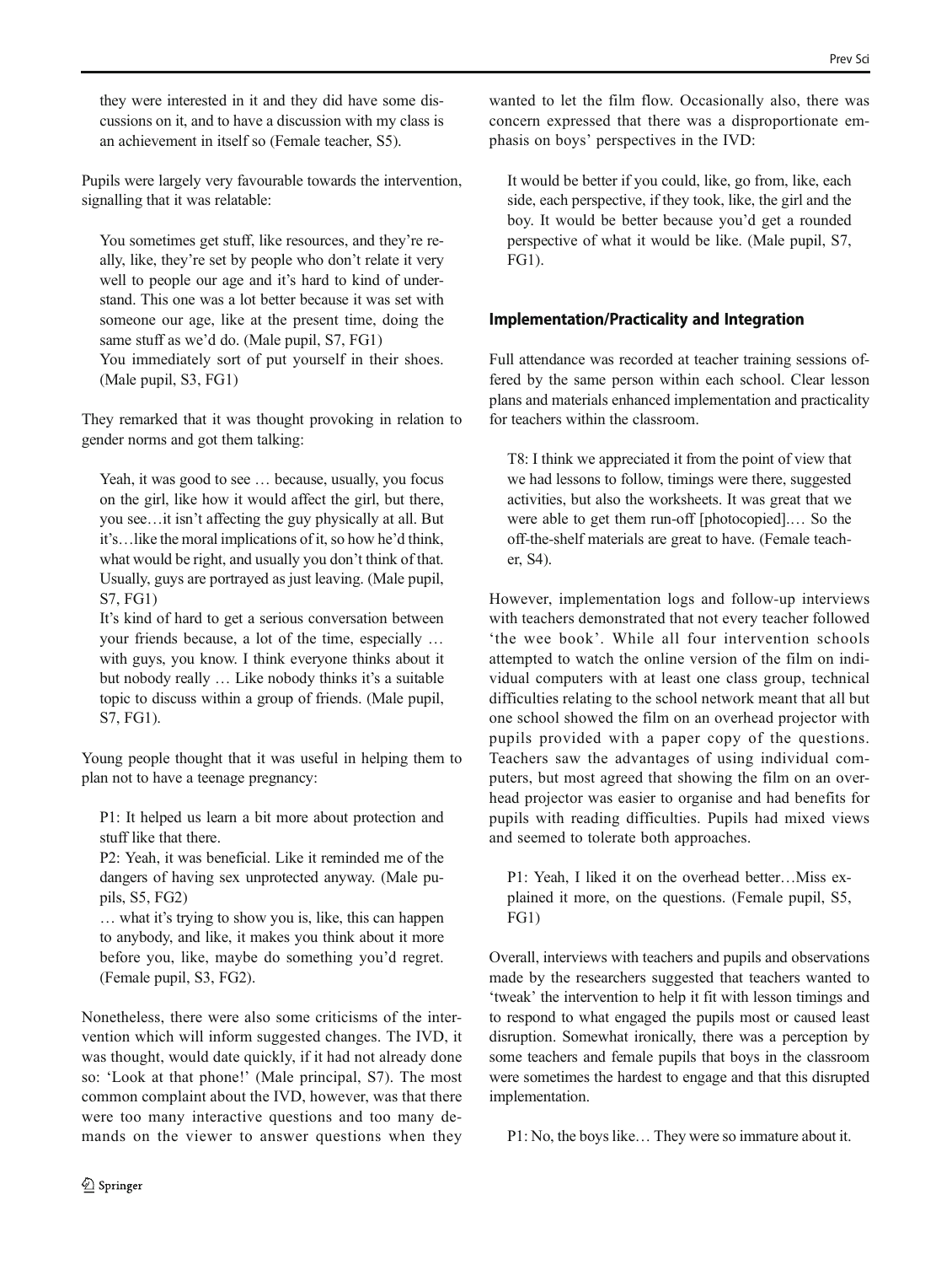they were interested in it and they did have some discussions on it, and to have a discussion with my class is an achievement in itself so (Female teacher, S5).

Pupils were largely very favourable towards the intervention, signalling that it was relatable:

> You sometimes get stuff, like resources, and they're really, like, they're set by people who don't relate it very well to people our age and it's hard to kind of understand. This one was a lot better because it was set with someone our age, like at the present time, doing the same stuff as we'd do. (Male pupil, S7, FG1)
>
> You immediately sort of put yourself in their shoes. (Male pupil, S3, FG1)

They remarked that it was thought provoking in relation to gender norms and got them talking:

> Yeah, it was good to see … because, usually, you focus on the girl, like how it would affect the girl, but there, you see…it isn't affecting the guy physically at all. But it's…like the moral implications of it, so how he'd think, what would be right, and usually you don't think of that. Usually, guys are portrayed as just leaving. (Male pupil, S7, FG1)
>
> It's kind of hard to get a serious conversation between your friends because, a lot of the time, especially … with guys, you know. I think everyone thinks about it but nobody really … Like nobody thinks it's a suitable topic to discuss within a group of friends. (Male pupil, S7, FG1).

Young people thought that it was useful in helping them to plan not to have a teenage pregnancy:

> P1: It helped us learn a bit more about protection and stuff like that there.
>
> P2: Yeah, it was beneficial. Like it reminded me of the dangers of having sex unprotected anyway. (Male pupils, S5, FG2)
>
> … what it's trying to show you is, like, this can happen to anybody, and like, it makes you think about it more before you, like, maybe do something you'd regret. (Female pupil, S3, FG2).

Nonetheless, there were also some criticisms of the intervention which will inform suggested changes. The IVD, it was thought, would date quickly, if it had not already done so: 'Look at that phone!' (Male principal, S7). The most common complaint about the IVD, however, was that there were too many interactive questions and too many demands on the viewer to answer questions when they wanted to let the film flow. Occasionally also, there was concern expressed that there was a disproportionate emphasis on boys' perspectives in the IVD:

> It would be better if you could, like, go from, like, each side, each perspective, if they took, like, the girl and the boy. It would be better because you'd get a rounded perspective of what it would be like. (Male pupil, S7, FG1).

### Implementation/Practicality and Integration

Full attendance was recorded at teacher training sessions offered by the same person within each school. Clear lesson plans and materials enhanced implementation and practicality for teachers within the classroom.

> T8: I think we appreciated it from the point of view that we had lessons to follow, timings were there, suggested activities, but also the worksheets. It was great that we were able to get them run-off [photocopied].… So the off-the-shelf materials are great to have. (Female teacher, S4).

However, implementation logs and follow-up interviews with teachers demonstrated that not every teacher followed 'the wee book'. While all four intervention schools attempted to watch the online version of the film on individual computers with at least one class group, technical difficulties relating to the school network meant that all but one school showed the film on an overhead projector with pupils provided with a paper copy of the questions. Teachers saw the advantages of using individual computers, but most agreed that showing the film on an overhead projector was easier to organise and had benefits for pupils with reading difficulties. Pupils had mixed views and seemed to tolerate both approaches.

> P1: Yeah, I liked it on the overhead better…Miss explained it more, on the questions. (Female pupil, S5, FG1)

Overall, interviews with teachers and pupils and observations made by the researchers suggested that teachers wanted to 'tweak' the intervention to help it fit with lesson timings and to respond to what engaged the pupils most or caused least disruption. Somewhat ironically, there was a perception by some teachers and female pupils that boys in the classroom were sometimes the hardest to engage and that this disrupted implementation.

> P1: No, the boys like… They were so immature about it.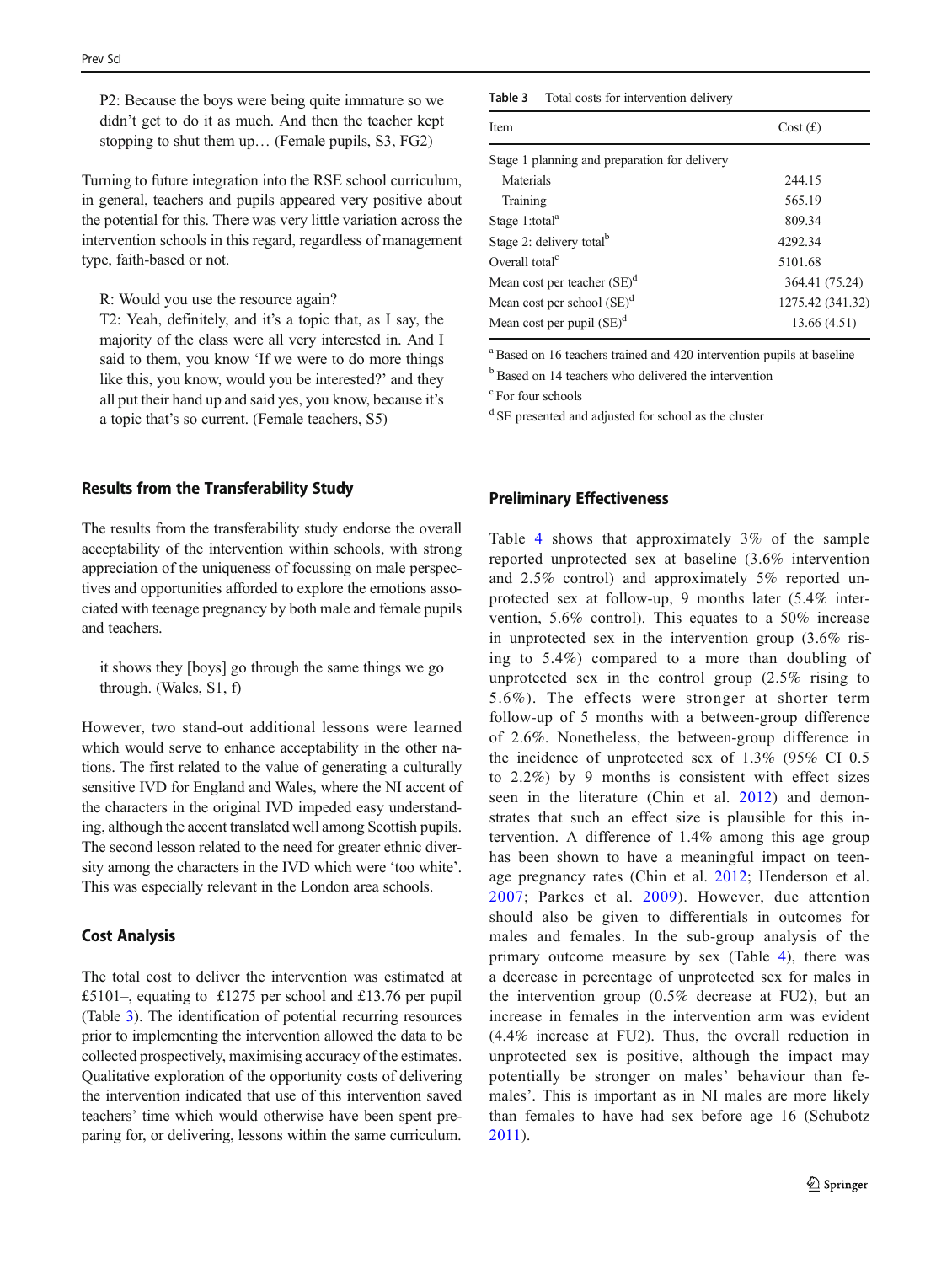P2: Because the boys were being quite immature so we didn't get to do it as much. And then the teacher kept stopping to shut them up… (Female pupils, S3, FG2)

Turning to future integration into the RSE school curriculum, in general, teachers and pupils appeared very positive about the potential for this. There was very little variation across the intervention schools in this regard, regardless of management type, faith-based or not.

R: Would you use the resource again?
T2: Yeah, definitely, and it's a topic that, as I say, the majority of the class were all very interested in. And I said to them, you know 'If we were to do more things like this, you know, would you be interested?' and they all put their hand up and said yes, you know, because it's a topic that's so current. (Female teachers, S5)

## Results from the Transferability Study

The results from the transferability study endorse the overall acceptability of the intervention within schools, with strong appreciation of the uniqueness of focussing on male perspectives and opportunities afforded to explore the emotions associated with teenage pregnancy by both male and female pupils and teachers.

it shows they [boys] go through the same things we go through. (Wales, S1, f)

However, two stand-out additional lessons were learned which would serve to enhance acceptability in the other nations. The first related to the value of generating a culturally sensitive IVD for England and Wales, where the NI accent of the characters in the original IVD impeded easy understanding, although the accent translated well among Scottish pupils. The second lesson related to the need for greater ethnic diversity among the characters in the IVD which were 'too white'. This was especially relevant in the London area schools.

## Cost Analysis

The total cost to deliver the intervention was estimated at £5101–, equating to £1275 per school and £13.76 per pupil (Table 3). The identification of potential recurring resources prior to implementing the intervention allowed the data to be collected prospectively, maximising accuracy of the estimates. Qualitative exploration of the opportunity costs of delivering the intervention indicated that use of this intervention saved teachers' time which would otherwise have been spent preparing for, or delivering, lessons within the same curriculum.

**Table 3** Total costs for intervention delivery

| Item | Cost (£) |
|---|---|
| Stage 1 planning and preparation for delivery | |
| Materials | 244.15 |
| Training | 565.19 |
| Stage 1:total[a] | 809.34 |
| Stage 2: delivery total[b] | 4292.34 |
| Overall total[c] | 5101.68 |
| Mean cost per teacher (SE)[d] | 364.41 (75.24) |
| Mean cost per school (SE)[d] | 1275.42 (341.32) |
| Mean cost per pupil (SE)[d] | 13.66 (4.51) |

[a] Based on 16 teachers trained and 420 intervention pupils at baseline

[b] Based on 14 teachers who delivered the intervention

[c] For four schools

[d] SE presented and adjusted for school as the cluster

## Preliminary Effectiveness

Table 4 shows that approximately 3% of the sample reported unprotected sex at baseline (3.6% intervention and 2.5% control) and approximately 5% reported unprotected sex at follow-up, 9 months later (5.4% intervention, 5.6% control). This equates to a 50% increase in unprotected sex in the intervention group (3.6% rising to 5.4%) compared to a more than doubling of unprotected sex in the control group (2.5% rising to 5.6%). The effects were stronger at shorter term follow-up of 5 months with a between-group difference of 2.6%. Nonetheless, the between-group difference in the incidence of unprotected sex of 1.3% (95% CI 0.5 to 2.2%) by 9 months is consistent with effect sizes seen in the literature (Chin et al. 2012) and demonstrates that such an effect size is plausible for this intervention. A difference of 1.4% among this age group has been shown to have a meaningful impact on teenage pregnancy rates (Chin et al. 2012; Henderson et al. 2007; Parkes et al. 2009). However, due attention should also be given to differentials in outcomes for males and females. In the sub-group analysis of the primary outcome measure by sex (Table 4), there was a decrease in percentage of unprotected sex for males in the intervention group (0.5% decrease at FU2), but an increase in females in the intervention arm was evident (4.4% increase at FU2). Thus, the overall reduction in unprotected sex is positive, although the impact may potentially be stronger on males' behaviour than females'. This is important as in NI males are more likely than females to have had sex before age 16 (Schubotz 2011).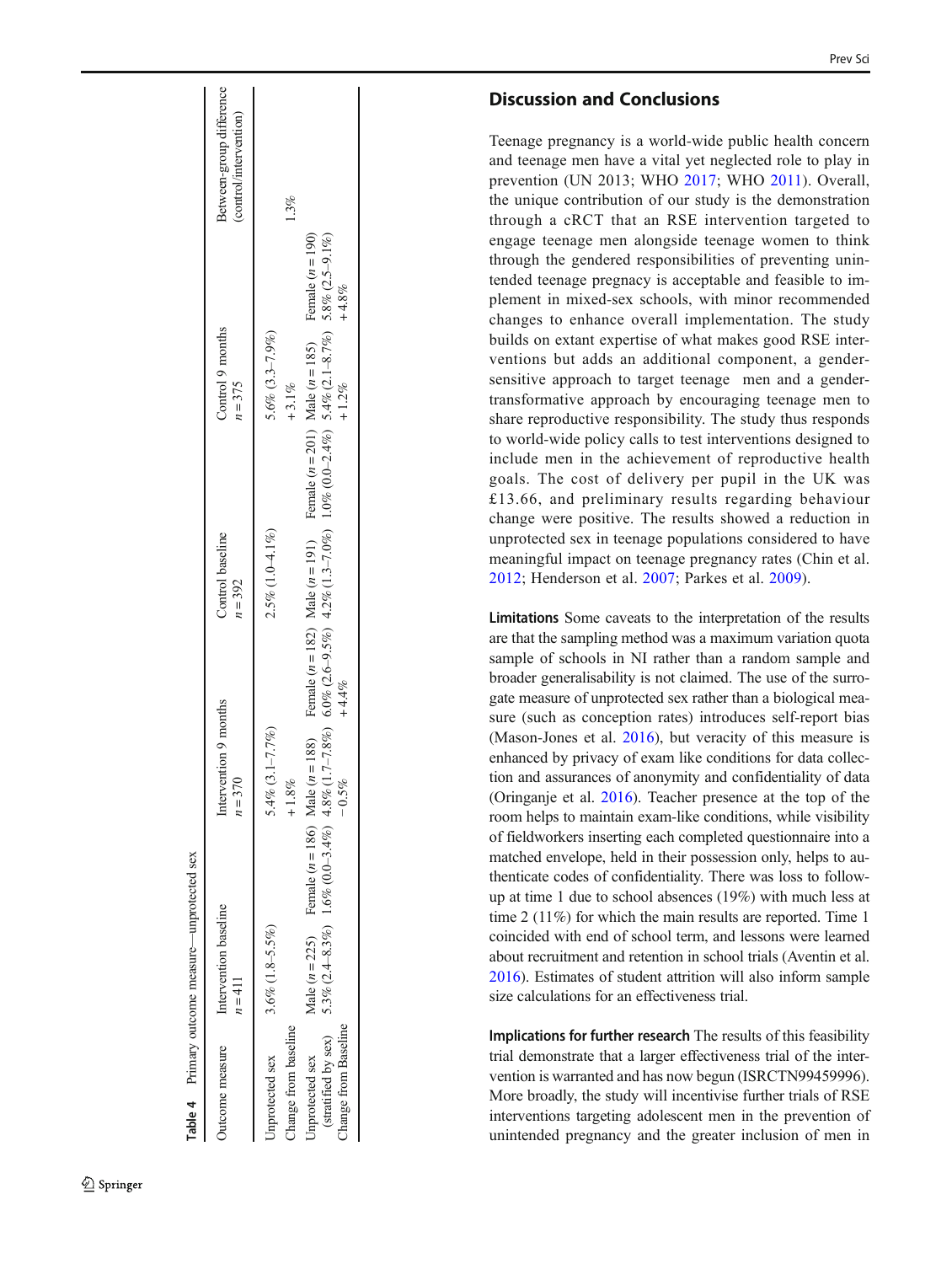**Table 4** Primary outcome measure—unprotected sex

| Outcome measure | Intervention baseline $n = 411$ | | Intervention 9 months $n = 370$ | | Control baseline $n = 392$ | | Control 9 months $n = 375$ | | Between-group difference (control/intervention) |
|---|---|---|---|---|---|---|---|---|---|
| Unprotected sex | 3.6% (1.8–5.5%) | | 5.4% (3.1–7.7%) | | 2.5% (1.0–4.1%) | | 5.6% (3.3–7.9%) | | |
| Change from baseline | | | +1.8% | | | | +3.1% | | 1.3% |
| Unprotected sex (stratified by sex) | Male ($n = 225$) 5.3% (2.4–8.3%) | Female ($n = 186$) 1.6% (0.0–3.4%) | Male ($n = 188$) 4.8% (1.7–7.8%) | Female ($n = 182$) 6.0% (2.6–9.5%) | Male ($n = 191$) 4.2% (1.3–7.0%) | Female ($n = 201$) 1.0% (0.0–2.4%) | Male ($n = 185$) 5.4% (2.1–8.7%) | Female ($n = 190$) 5.8% (2.5–9.1%) | |
| Change from Baseline | | | −0.5% | +4.4% | | | +1.2% | +4.8% | |

## Discussion and Conclusions

Teenage pregnancy is a world-wide public health concern and teenage men have a vital yet neglected role to play in prevention (UN 2013; WHO 2017; WHO 2011). Overall, the unique contribution of our study is the demonstration through a cRCT that an RSE intervention targeted to engage teenage men alongside teenage women to think through the gendered responsibilities of preventing unintended teenage pregnancy is acceptable and feasible to implement in mixed-sex schools, with minor recommended changes to enhance overall implementation. The study builds on extant expertise of what makes good RSE interventions but adds an additional component, a gender-sensitive approach to target teenage men and a gender-transformative approach by encouraging teenage men to share reproductive responsibility. The study thus responds to world-wide policy calls to test interventions designed to include men in the achievement of reproductive health goals. The cost of delivery per pupil in the UK was £13.66, and preliminary results regarding behaviour change were positive. The results showed a reduction in unprotected sex in teenage populations considered to have meaningful impact on teenage pregnancy rates (Chin et al. 2012; Henderson et al. 2007; Parkes et al. 2009).

**Limitations** Some caveats to the interpretation of the results are that the sampling method was a maximum variation quota sample of schools in NI rather than a random sample and broader generalisability is not claimed. The use of the surrogate measure of unprotected sex rather than a biological measure (such as conception rates) introduces self-report bias (Mason-Jones et al. 2016), but veracity of this measure is enhanced by privacy of exam like conditions for data collection and assurances of anonymity and confidentiality of data (Oringanje et al. 2016). Teacher presence at the top of the room helps to maintain exam-like conditions, while visibility of fieldworkers inserting each completed questionnaire into a matched envelope, held in their possession only, helps to authenticate codes of confidentiality. There was loss to follow-up at time 1 due to school absences (19%) with much less at time 2 (11%) for which the main results are reported. Time 1 coincided with end of school term, and lessons were learned about recruitment and retention in school trials (Aventin et al. 2016). Estimates of student attrition will also inform sample size calculations for an effectiveness trial.

**Implications for further research** The results of this feasibility trial demonstrate that a larger effectiveness trial of the intervention is warranted and has now begun (ISRCTN99459996). More broadly, the study will incentivise further trials of RSE interventions targeting adolescent men in the prevention of unintended pregnancy and the greater inclusion of men in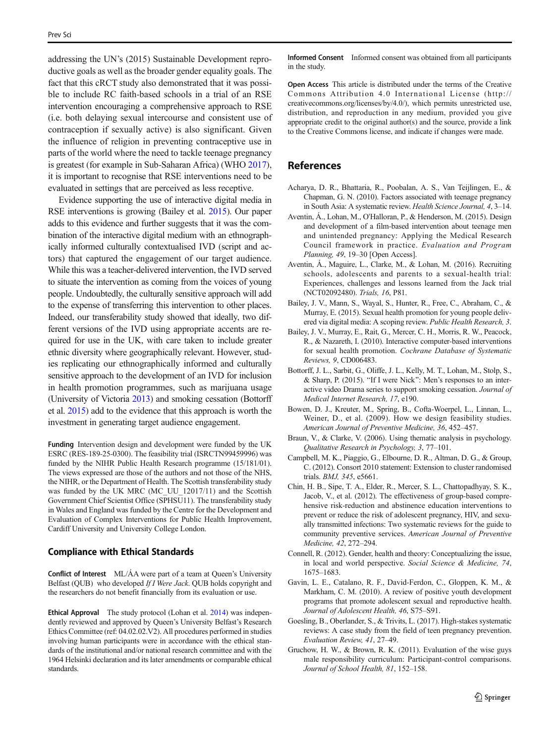addressing the UN's (2015) Sustainable Development reproductive goals as well as the broader gender equality goals. The fact that this cRCT study also demonstrated that it was possible to include RC faith-based schools in a trial of an RSE intervention encouraging a comprehensive approach to RSE (i.e. both delaying sexual intercourse and consistent use of contraception if sexually active) is also significant. Given the influence of religion in preventing contraceptive use in parts of the world where the need to tackle teenage pregnancy is greatest (for example in Sub-Saharan Africa) (WHO 2017), it is important to recognise that RSE interventions need to be evaluated in settings that are perceived as less receptive.

Evidence supporting the use of interactive digital media in RSE interventions is growing (Bailey et al. 2015). Our paper adds to this evidence and further suggests that it was the combination of the interactive digital medium with an ethnographically informed culturally contextualised IVD (script and actors) that captured the engagement of our target audience. While this was a teacher-delivered intervention, the IVD served to situate the intervention as coming from the voices of young people. Undoubtedly, the culturally sensitive approach will add to the expense of transferring this intervention to other places. Indeed, our transferability study showed that ideally, two different versions of the IVD using appropriate accents are required for use in the UK, with care taken to include greater ethnic diversity where geographically relevant. However, studies replicating our ethnographically informed and culturally sensitive approach to the development of an IVD for inclusion in health promotion programmes, such as marijuana usage (University of Victoria 2013) and smoking cessation (Bottorff et al. 2015) add to the evidence that this approach is worth the investment in generating target audience engagement.

**Funding** Intervention design and development were funded by the UK ESRC (RES-189-25-0300). The feasibility trial (ISRCTN99459996) was funded by the NIHR Public Health Research programme (15/181/01). The views expressed are those of the authors and not those of the NHS, the NIHR, or the Department of Health. The Scottish transferability study was funded by the UK MRC (MC_UU_12017/11) and the Scottish Government Chief Scientist Office (SPHSU11). The transferability study in Wales and England was funded by the Centre for the Development and Evaluation of Complex Interventions for Public Health Improvement, Cardiff University and University College London.

### Compliance with Ethical Standards

**Conflict of Interest** ML/ÁA were part of a team at Queen's University Belfast (QUB) who developed *If I Were Jack*. QUB holds copyright and the researchers do not benefit financially from its evaluation or use.

**Ethical Approval** The study protocol (Lohan et al. 2014) was independently reviewed and approved by Queen's University Belfast's Research Ethics Committee (ref: 04.02.02.V2). All procedures performed in studies involving human participants were in accordance with the ethical standards of the institutional and/or national research committee and with the 1964 Helsinki declaration and its later amendments or comparable ethical standards.

**Informed Consent** Informed consent was obtained from all participants in the study.

**Open Access** This article is distributed under the terms of the Creative Commons Attribution 4.0 International License (http://creativecommons.org/licenses/by/4.0/), which permits unrestricted use, distribution, and reproduction in any medium, provided you give appropriate credit to the original author(s) and the source, provide a link to the Creative Commons license, and indicate if changes were made.

## References

Acharya, D. R., Bhattaria, R., Poobalan, A. S., Van Teijlingen, E., & Chapman, G. N. (2010). Factors associated with teenage pregnancy in South Asia: A systematic review. *Health Science Journal, 4*, 3–14.

Aventin, Á., Lohan, M., O'Halloran, P., & Henderson, M. (2015). Design and development of a film-based intervention about teenage men and unintended pregnancy: Applying the Medical Research Council framework in practice. *Evaluation and Program Planning, 49*, 19–30 [Open Access].

Aventin, Á., Maguire, L., Clarke, M., & Lohan, M. (2016). Recruiting schools, adolescents and parents to a sexual-health trial: Experiences, challenges and lessons learned from the Jack trial (NCT02092480). *Trials, 16*, P81.

Bailey, J. V., Mann, S., Wayal, S., Hunter, R., Free, C., Abraham, C., & Murray, E. (2015). Sexual health promotion for young people delivered via digital media: A scoping review. *Public Health Research, 3*.

Bailey, J. V., Murray, E., Rait, G., Mercer, C. H., Morris, R. W., Peacock, R., & Nazareth, I. (2010). Interactive computer-based interventions for sexual health promotion. *Cochrane Database of Systematic Reviews, 9*, CD006483.

Bottorff, J. L., Sarbit, G., Oliffe, J. L., Kelly, M. T., Lohan, M., Stolp, S., & Sharp, P. (2015). "If I were Nick": Men's responses to an interactive video Drama series to support smoking cessation. *Journal of Medical Internet Research, 17*, e190.

Bowen, D. J., Kreuter, M., Spring, B., Cofta-Woerpel, L., Linnan, L., Weiner, D., et al. (2009). How we design feasibility studies. *American Journal of Preventive Medicine, 36*, 452–457.

Braun, V., & Clarke, V. (2006). Using thematic analysis in psychology. *Qualitative Research in Psychology, 3*, 77–101.

Campbell, M. K., Piaggio, G., Elbourne, D. R., Altman, D. G., & Group, C. (2012). Consort 2010 statement: Extension to cluster randomised trials. *BMJ, 345*, e5661.

Chin, H. B., Sipe, T. A., Elder, R., Mercer, S. L., Chattopadhyay, S. K., Jacob, V., et al. (2012). The effectiveness of group-based comprehensive risk-reduction and abstinence education interventions to prevent or reduce the risk of adolescent pregnancy, HIV, and sexually transmitted infections: Two systematic reviews for the guide to community preventive services. *American Journal of Preventive Medicine, 42*, 272–294.

Connell, R. (2012). Gender, health and theory: Conceptualizing the issue, in local and world perspective. *Social Science & Medicine, 74*, 1675–1683.

Gavin, L. E., Catalano, R. F., David-Ferdon, C., Gloppen, K. M., & Markham, C. M. (2010). A review of positive youth development programs that promote adolescent sexual and reproductive health. *Journal of Adolescent Health, 46*, S75–S91.

Goesling, B., Oberlander, S., & Trivits, L. (2017). High-stakes systematic reviews: A case study from the field of teen pregnancy prevention. *Evaluation Review, 41*, 27–49.

Gruchow, H. W., & Brown, R. K. (2011). Evaluation of the wise guys male responsibility curriculum: Participant-control comparisons. *Journal of School Health, 81*, 152–158.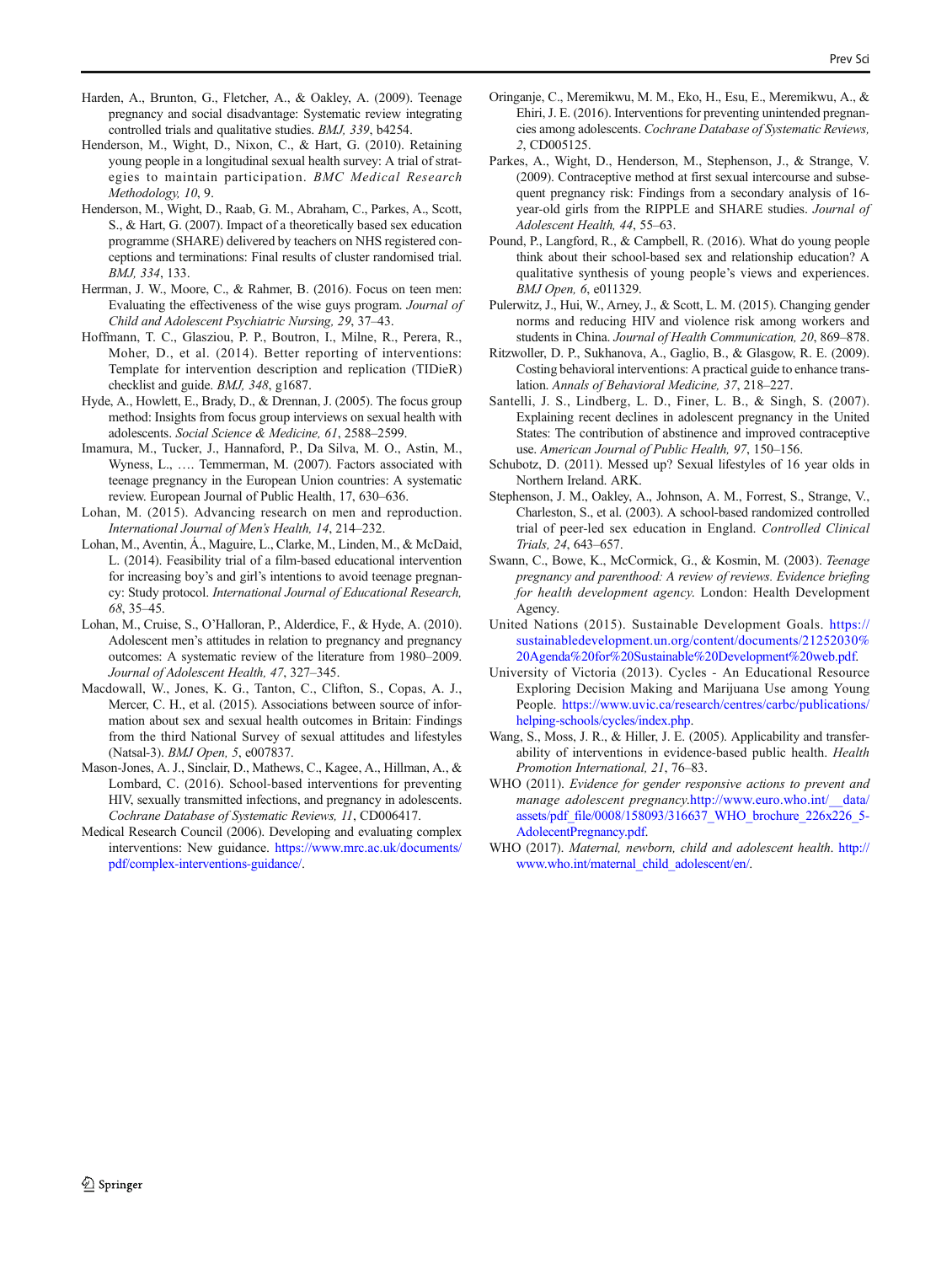Harden, A., Brunton, G., Fletcher, A., & Oakley, A. (2009). Teenage pregnancy and social disadvantage: Systematic review integrating controlled trials and qualitative studies. *BMJ, 339*, b4254.

Henderson, M., Wight, D., Nixon, C., & Hart, G. (2010). Retaining young people in a longitudinal sexual health survey: A trial of strategies to maintain participation. *BMC Medical Research Methodology, 10*, 9.

Henderson, M., Wight, D., Raab, G. M., Abraham, C., Parkes, A., Scott, S., & Hart, G. (2007). Impact of a theoretically based sex education programme (SHARE) delivered by teachers on NHS registered conceptions and terminations: Final results of cluster randomised trial. *BMJ, 334*, 133.

Herrman, J. W., Moore, C., & Rahmer, B. (2016). Focus on teen men: Evaluating the effectiveness of the wise guys program. *Journal of Child and Adolescent Psychiatric Nursing, 29*, 37–43.

Hoffmann, T. C., Glasziou, P. P., Boutron, I., Milne, R., Perera, R., Moher, D., et al. (2014). Better reporting of interventions: Template for intervention description and replication (TIDieR) checklist and guide. *BMJ, 348*, g1687.

Hyde, A., Howlett, E., Brady, D., & Drennan, J. (2005). The focus group method: Insights from focus group interviews on sexual health with adolescents. *Social Science & Medicine, 61*, 2588–2599.

Imamura, M., Tucker, J., Hannaford, P., Da Silva, M. O., Astin, M., Wyness, L., …. Temmerman, M. (2007). Factors associated with teenage pregnancy in the European Union countries: A systematic review. European Journal of Public Health, 17, 630–636.

Lohan, M. (2015). Advancing research on men and reproduction. *International Journal of Men's Health, 14*, 214–232.

Lohan, M., Aventin, Á., Maguire, L., Clarke, M., Linden, M., & McDaid, L. (2014). Feasibility trial of a film-based educational intervention for increasing boy's and girl's intentions to avoid teenage pregnancy: Study protocol. *International Journal of Educational Research, 68*, 35–45.

Lohan, M., Cruise, S., O'Halloran, P., Alderdice, F., & Hyde, A. (2010). Adolescent men's attitudes in relation to pregnancy and pregnancy outcomes: A systematic review of the literature from 1980–2009. *Journal of Adolescent Health, 47*, 327–345.

Macdowall, W., Jones, K. G., Tanton, C., Clifton, S., Copas, A. J., Mercer, C. H., et al. (2015). Associations between source of information about sex and sexual health outcomes in Britain: Findings from the third National Survey of sexual attitudes and lifestyles (Natsal-3). *BMJ Open, 5*, e007837.

Mason-Jones, A. J., Sinclair, D., Mathews, C., Kagee, A., Hillman, A., & Lombard, C. (2016). School-based interventions for preventing HIV, sexually transmitted infections, and pregnancy in adolescents. *Cochrane Database of Systematic Reviews, 11*, CD006417.

Medical Research Council (2006). Developing and evaluating complex interventions: New guidance. https://www.mrc.ac.uk/documents/pdf/complex-interventions-guidance/.

Oringanje, C., Meremikwu, M. M., Eko, H., Esu, E., Meremikwu, A., & Ehiri, J. E. (2016). Interventions for preventing unintended pregnancies among adolescents. *Cochrane Database of Systematic Reviews, 2*, CD005125.

Parkes, A., Wight, D., Henderson, M., Stephenson, J., & Strange, V. (2009). Contraceptive method at first sexual intercourse and subsequent pregnancy risk: Findings from a secondary analysis of 16-year-old girls from the RIPPLE and SHARE studies. *Journal of Adolescent Health, 44*, 55–63.

Pound, P., Langford, R., & Campbell, R. (2016). What do young people think about their school-based sex and relationship education? A qualitative synthesis of young people's views and experiences. *BMJ Open, 6*, e011329.

Pulerwitz, J., Hui, W., Arney, J., & Scott, L. M. (2015). Changing gender norms and reducing HIV and violence risk among workers and students in China. *Journal of Health Communication, 20*, 869–878.

Ritzwoller, D. P., Sukhanova, A., Gaglio, B., & Glasgow, R. E. (2009). Costing behavioral interventions: A practical guide to enhance translation. *Annals of Behavioral Medicine, 37*, 218–227.

Santelli, J. S., Lindberg, L. D., Finer, L. B., & Singh, S. (2007). Explaining recent declines in adolescent pregnancy in the United States: The contribution of abstinence and improved contraceptive use. *American Journal of Public Health, 97*, 150–156.

Schubotz, D. (2011). Messed up? Sexual lifestyles of 16 year olds in Northern Ireland. ARK.

Stephenson, J. M., Oakley, A., Johnson, A. M., Forrest, S., Strange, V., Charleston, S., et al. (2003). A school-based randomized controlled trial of peer-led sex education in England. *Controlled Clinical Trials, 24*, 643–657.

Swann, C., Bowe, K., McCormick, G., & Kosmin, M. (2003). *Teenage pregnancy and parenthood: A review of reviews. Evidence briefing for health development agency*. London: Health Development Agency.

United Nations (2015). Sustainable Development Goals. https://sustainabledevelopment.un.org/content/documents/21252030%20Agenda%20for%20Sustainable%20Development%20web.pdf.

University of Victoria (2013). Cycles - An Educational Resource Exploring Decision Making and Marijuana Use among Young People. https://www.uvic.ca/research/centres/carbc/publications/helping-schools/cycles/index.php.

Wang, S., Moss, J. R., & Hiller, J. E. (2005). Applicability and transferability of interventions in evidence-based public health. *Health Promotion International, 21*, 76–83.

WHO (2011). *Evidence for gender responsive actions to prevent and manage adolescent pregnancy*.http://www.euro.who.int/__data/assets/pdf_file/0008/158093/316637_WHO_brochure_226x226_5-AdolecentPregnancy.pdf.

WHO (2017). *Maternal, newborn, child and adolescent health*. http://www.who.int/maternal_child_adolescent/en/.